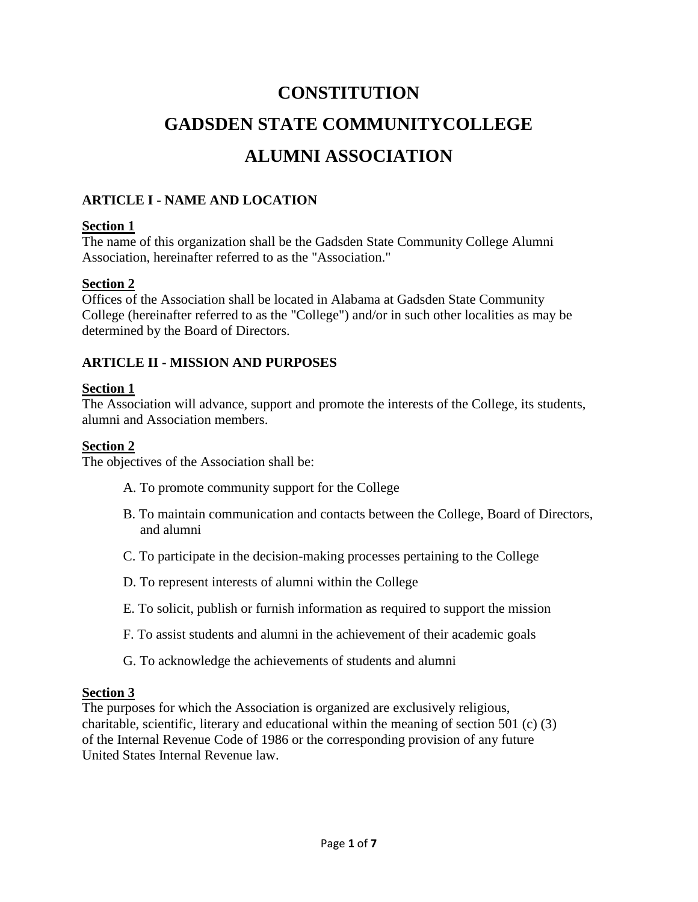# CONSTITUTION

# GADSDEN STATE COMMUNITYCOLLEGE

# ALUMNI ASSOCIATION

## ARTICLE I - NAME AND LOCATION

**Section 1**

The name of this organization shall be the Gadsden State Community College Alumni Association, hereinafter referred to as the "Association."

**Section 2**

Offices of the Association shall be located in Alabama at Gadsden State Community College (hereinafter referred to as the "College") and/or in such other localities as may be determined by the Board of Directors.

## ARTICLE II - MISSION AND PURPOSES

**Section 1**

The Association will advance, support and promote the interests of the College, its students, alumni and Association members.

**Section 2**

The objectives of the Association shall be:

A. To promote community support for the College

B. To maintain communication and contacts between the College, Board of Directors, and alumni

C. To participate in the decision-making processes pertaining to the College

D. To represent interests of alumni within the College

E. To solicit, publish or furnish information as required to support the mission

F. To assist students and alumni in the achievement of their academic goals

G. To acknowledge the achievements of students and alumni

**Section 3**

The purposes for which the Association is organized are exclusively religious, charitable, scientific, literary and educational within the meaning of section 501 (c) (3) of the Internal Revenue Code of 1986 or the corresponding provision of any future United States Internal Revenue law.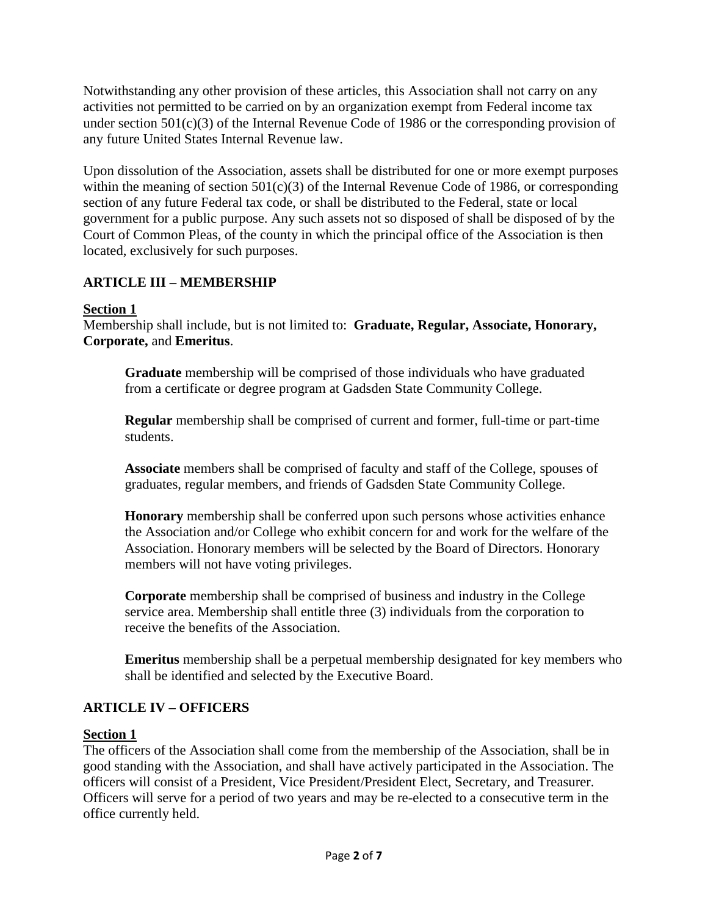Notwithstanding any other provision of these articles, this Association shall not carry on any activities not permitted to be carried on by an organization exempt from Federal income tax under section 501(c)(3) of the Internal Revenue Code of 1986 or the corresponding provision of any future United States Internal Revenue law.

Upon dissolution of the Association, assets shall be distributed for one or more exempt purposes within the meaning of section 501(c)(3) of the Internal Revenue Code of 1986, or corresponding section of any future Federal tax code, or shall be distributed to the Federal, state or local government for a public purpose. Any such assets not so disposed of shall be disposed of by the Court of Common Pleas, of the county in which the principal office of the Association is then located, exclusively for such purposes.

## ARTICLE III – MEMBERSHIP

### Section 1

Membership shall include, but is not limited to: **Graduate, Regular, Associate, Honorary, Corporate,** and **Emeritus**.

> **Graduate** membership will be comprised of those individuals who have graduated from a certificate or degree program at Gadsden State Community College.
>
> **Regular** membership shall be comprised of current and former, full-time or part-time students.
>
> **Associate** members shall be comprised of faculty and staff of the College, spouses of graduates, regular members, and friends of Gadsden State Community College.
>
> **Honorary** membership shall be conferred upon such persons whose activities enhance the Association and/or College who exhibit concern for and work for the welfare of the Association. Honorary members will be selected by the Board of Directors. Honorary members will not have voting privileges.
>
> **Corporate** membership shall be comprised of business and industry in the College service area. Membership shall entitle three (3) individuals from the corporation to receive the benefits of the Association.
>
> **Emeritus** membership shall be a perpetual membership designated for key members who shall be identified and selected by the Executive Board.

## ARTICLE IV – OFFICERS

### Section 1

The officers of the Association shall come from the membership of the Association, shall be in good standing with the Association, and shall have actively participated in the Association. The officers will consist of a President, Vice President/President Elect, Secretary, and Treasurer. Officers will serve for a period of two years and may be re-elected to a consecutive term in the office currently held.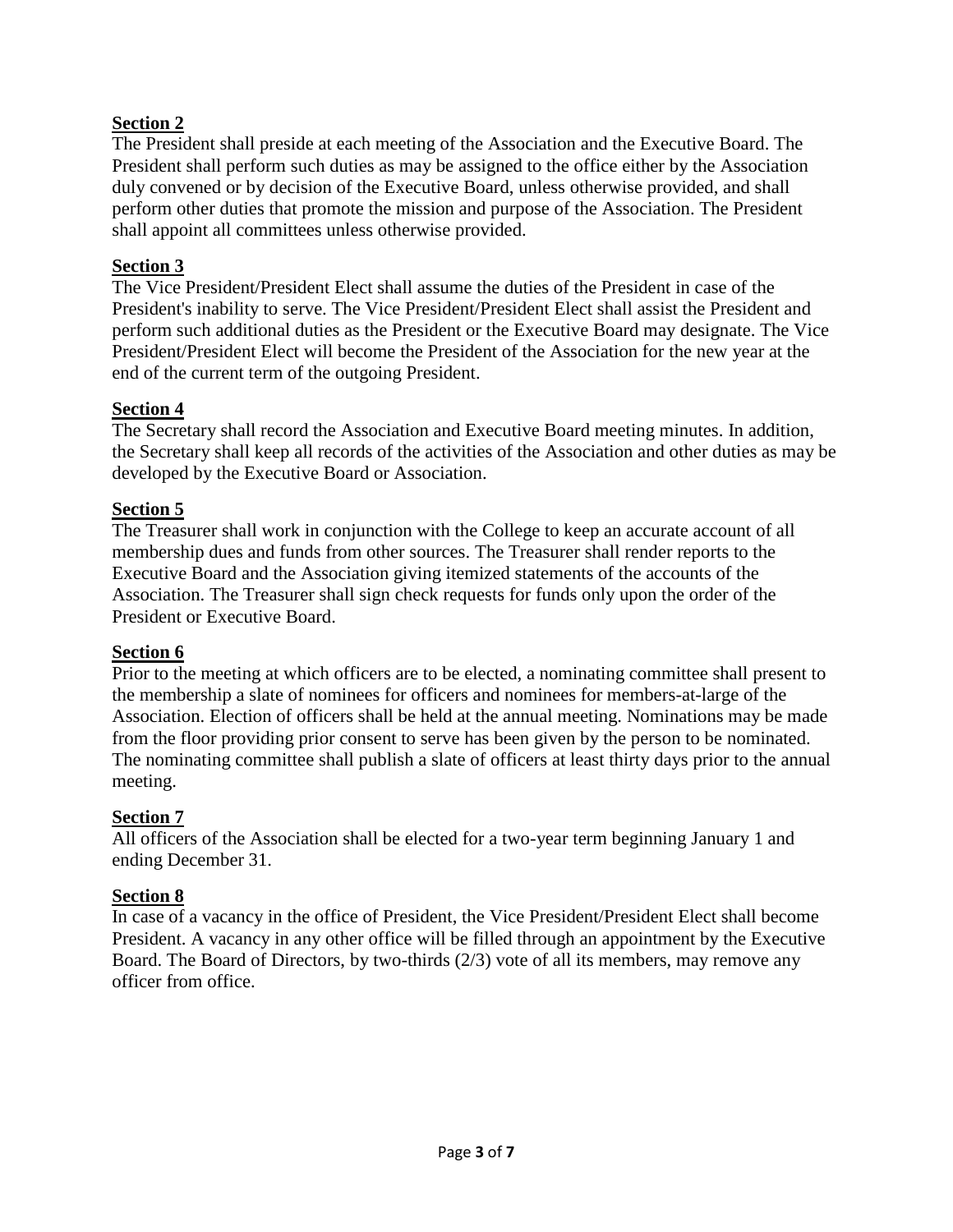**Section 2**

The President shall preside at each meeting of the Association and the Executive Board. The President shall perform such duties as may be assigned to the office either by the Association duly convened or by decision of the Executive Board, unless otherwise provided, and shall perform other duties that promote the mission and purpose of the Association. The President shall appoint all committees unless otherwise provided.

**Section 3**

The Vice President/President Elect shall assume the duties of the President in case of the President's inability to serve. The Vice President/President Elect shall assist the President and perform such additional duties as the President or the Executive Board may designate. The Vice President/President Elect will become the President of the Association for the new year at the end of the current term of the outgoing President.

**Section 4**

The Secretary shall record the Association and Executive Board meeting minutes. In addition, the Secretary shall keep all records of the activities of the Association and other duties as may be developed by the Executive Board or Association.

**Section 5**

The Treasurer shall work in conjunction with the College to keep an accurate account of all membership dues and funds from other sources. The Treasurer shall render reports to the Executive Board and the Association giving itemized statements of the accounts of the Association. The Treasurer shall sign check requests for funds only upon the order of the President or Executive Board.

**Section 6**

Prior to the meeting at which officers are to be elected, a nominating committee shall present to the membership a slate of nominees for officers and nominees for members-at-large of the Association. Election of officers shall be held at the annual meeting. Nominations may be made from the floor providing prior consent to serve has been given by the person to be nominated. The nominating committee shall publish a slate of officers at least thirty days prior to the annual meeting.

**Section 7**

All officers of the Association shall be elected for a two-year term beginning January 1 and ending December 31.

**Section 8**

In case of a vacancy in the office of President, the Vice President/President Elect shall become President. A vacancy in any other office will be filled through an appointment by the Executive Board. The Board of Directors, by two-thirds (2/3) vote of all its members, may remove any officer from office.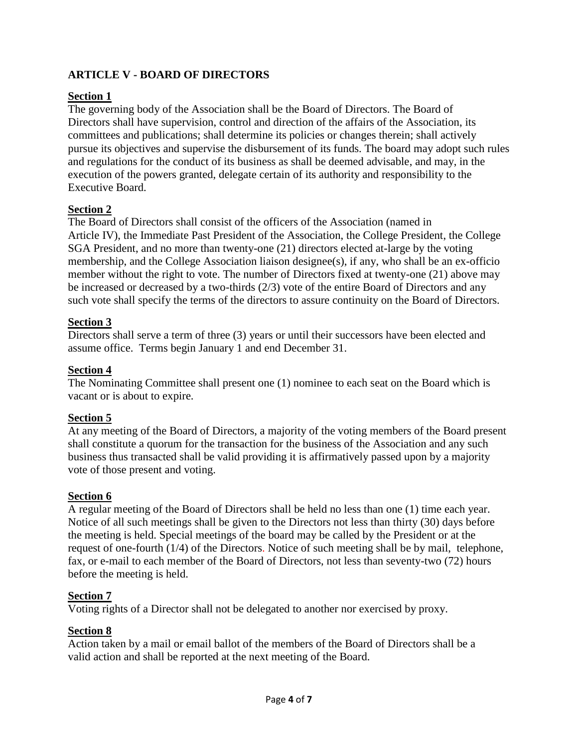## ARTICLE V - BOARD OF DIRECTORS

### Section 1

The governing body of the Association shall be the Board of Directors. The Board of Directors shall have supervision, control and direction of the affairs of the Association, its committees and publications; shall determine its policies or changes therein; shall actively pursue its objectives and supervise the disbursement of its funds. The board may adopt such rules and regulations for the conduct of its business as shall be deemed advisable, and may, in the execution of the powers granted, delegate certain of its authority and responsibility to the Executive Board.

### Section 2

The Board of Directors shall consist of the officers of the Association (named in Article IV), the Immediate Past President of the Association, the College President, the College SGA President, and no more than twenty-one (21) directors elected at-large by the voting membership, and the College Association liaison designee(s), if any, who shall be an ex-officio member without the right to vote. The number of Directors fixed at twenty-one (21) above may be increased or decreased by a two-thirds (2/3) vote of the entire Board of Directors and any such vote shall specify the terms of the directors to assure continuity on the Board of Directors.

### Section 3

Directors shall serve a term of three (3) years or until their successors have been elected and assume office. Terms begin January 1 and end December 31.

### Section 4

The Nominating Committee shall present one (1) nominee to each seat on the Board which is vacant or is about to expire.

### Section 5

At any meeting of the Board of Directors, a majority of the voting members of the Board present shall constitute a quorum for the transaction for the business of the Association and any such business thus transacted shall be valid providing it is affirmatively passed upon by a majority vote of those present and voting.

### Section 6

A regular meeting of the Board of Directors shall be held no less than one (1) time each year. Notice of all such meetings shall be given to the Directors not less than thirty (30) days before the meeting is held. Special meetings of the board may be called by the President or at the request of one-fourth (1/4) of the Directors. Notice of such meeting shall be by mail, telephone, fax, or e-mail to each member of the Board of Directors, not less than seventy-two (72) hours before the meeting is held.

### Section 7

Voting rights of a Director shall not be delegated to another nor exercised by proxy.

### Section 8

Action taken by a mail or email ballot of the members of the Board of Directors shall be a valid action and shall be reported at the next meeting of the Board.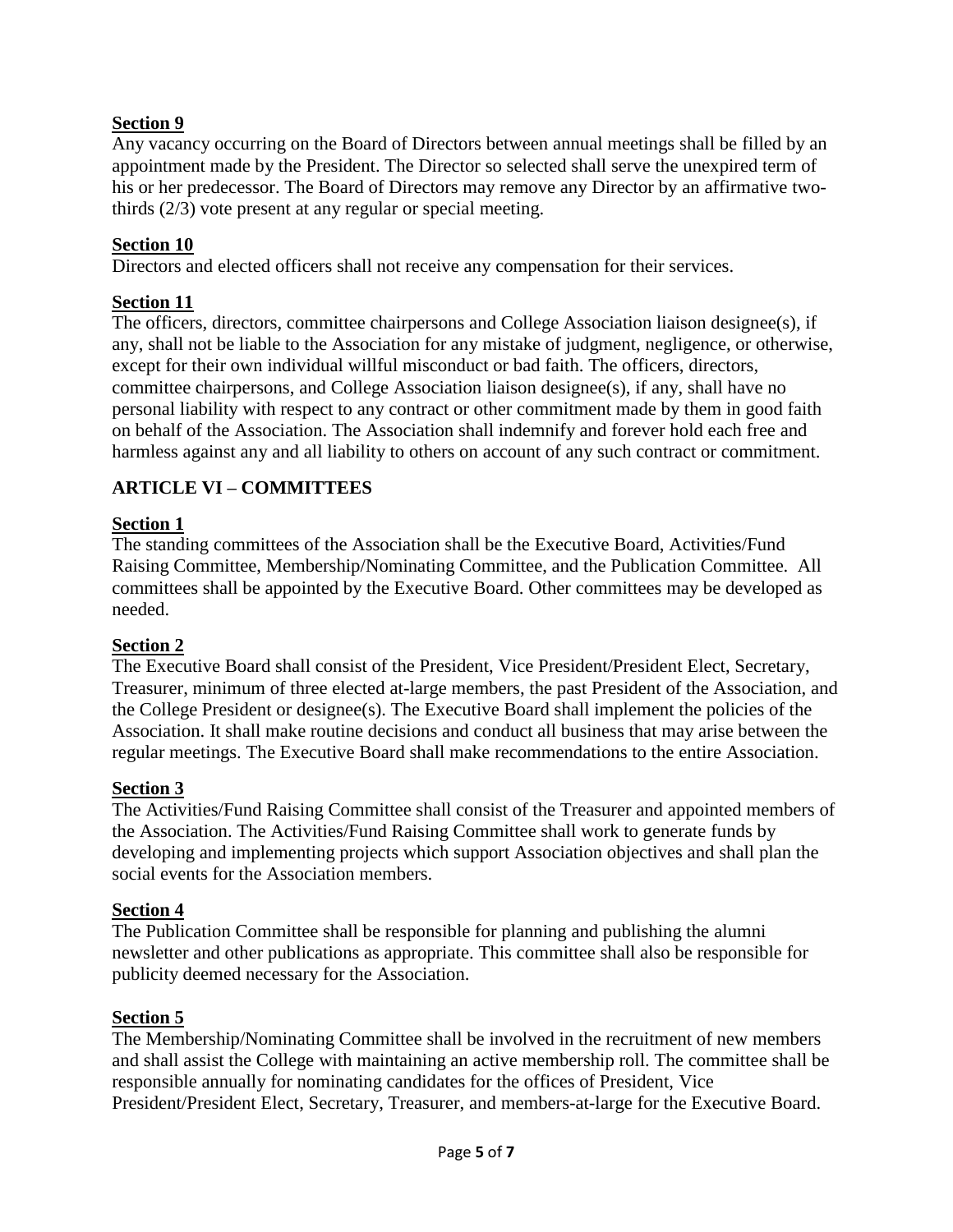**<u>Section 9</u>**

Any vacancy occurring on the Board of Directors between annual meetings shall be filled by an appointment made by the President. The Director so selected shall serve the unexpired term of his or her predecessor. The Board of Directors may remove any Director by an affirmative two-thirds (2/3) vote present at any regular or special meeting.

**<u>Section 10</u>**

Directors and elected officers shall not receive any compensation for their services.

**<u>Section 11</u>**

The officers, directors, committee chairpersons and College Association liaison designee(s), if any, shall not be liable to the Association for any mistake of judgment, negligence, or otherwise, except for their own individual willful misconduct or bad faith. The officers, directors, committee chairpersons, and College Association liaison designee(s), if any, shall have no personal liability with respect to any contract or other commitment made by them in good faith on behalf of the Association. The Association shall indemnify and forever hold each free and harmless against any and all liability to others on account of any such contract or commitment.

## ARTICLE VI – COMMITTEES

**<u>Section 1</u>**

The standing committees of the Association shall be the Executive Board, Activities/Fund Raising Committee, Membership/Nominating Committee, and the Publication Committee. All committees shall be appointed by the Executive Board. Other committees may be developed as needed.

**<u>Section 2</u>**

The Executive Board shall consist of the President, Vice President/President Elect, Secretary, Treasurer, minimum of three elected at-large members, the past President of the Association, and the College President or designee(s). The Executive Board shall implement the policies of the Association. It shall make routine decisions and conduct all business that may arise between the regular meetings. The Executive Board shall make recommendations to the entire Association.

**<u>Section 3</u>**

The Activities/Fund Raising Committee shall consist of the Treasurer and appointed members of the Association. The Activities/Fund Raising Committee shall work to generate funds by developing and implementing projects which support Association objectives and shall plan the social events for the Association members.

**<u>Section 4</u>**

The Publication Committee shall be responsible for planning and publishing the alumni newsletter and other publications as appropriate. This committee shall also be responsible for publicity deemed necessary for the Association.

**<u>Section 5</u>**

The Membership/Nominating Committee shall be involved in the recruitment of new members and shall assist the College with maintaining an active membership roll. The committee shall be responsible annually for nominating candidates for the offices of President, Vice President/President Elect, Secretary, Treasurer, and members-at-large for the Executive Board.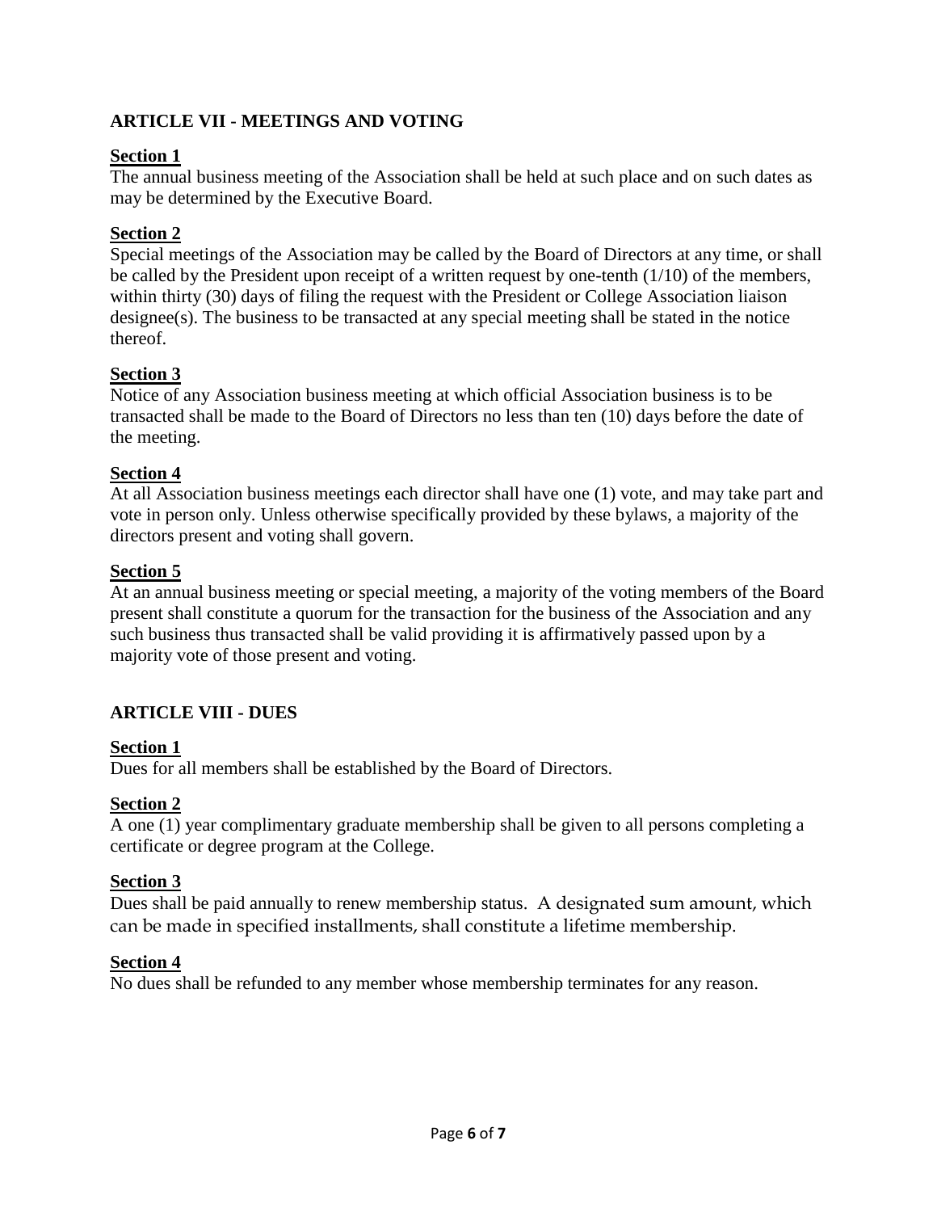## ARTICLE VII - MEETINGS AND VOTING

**Section 1**

The annual business meeting of the Association shall be held at such place and on such dates as may be determined by the Executive Board.

**Section 2**

Special meetings of the Association may be called by the Board of Directors at any time, or shall be called by the President upon receipt of a written request by one-tenth (1/10) of the members, within thirty (30) days of filing the request with the President or College Association liaison designee(s). The business to be transacted at any special meeting shall be stated in the notice thereof.

**Section 3**

Notice of any Association business meeting at which official Association business is to be transacted shall be made to the Board of Directors no less than ten (10) days before the date of the meeting.

**Section 4**

At all Association business meetings each director shall have one (1) vote, and may take part and vote in person only. Unless otherwise specifically provided by these bylaws, a majority of the directors present and voting shall govern.

**Section 5**

At an annual business meeting or special meeting, a majority of the voting members of the Board present shall constitute a quorum for the transaction for the business of the Association and any such business thus transacted shall be valid providing it is affirmatively passed upon by a majority vote of those present and voting.

## ARTICLE VIII - DUES

**Section 1**

Dues for all members shall be established by the Board of Directors.

**Section 2**

A one (1) year complimentary graduate membership shall be given to all persons completing a certificate or degree program at the College.

**Section 3**

Dues shall be paid annually to renew membership status. A designated sum amount, which can be made in specified installments, shall constitute a lifetime membership.

**Section 4**

No dues shall be refunded to any member whose membership terminates for any reason.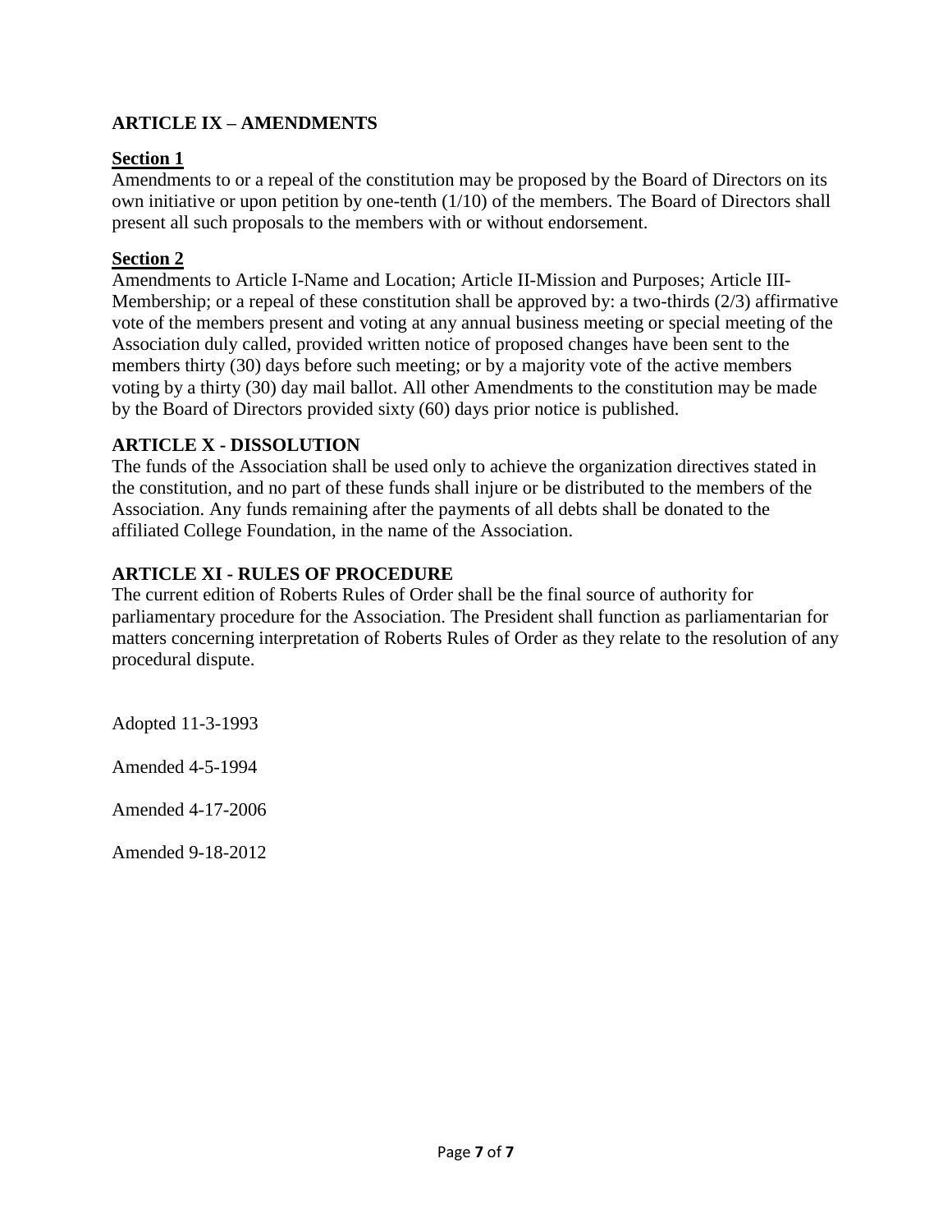## ARTICLE IX – AMENDMENTS

**Section 1**

Amendments to or a repeal of the constitution may be proposed by the Board of Directors on its own initiative or upon petition by one-tenth (1/10) of the members. The Board of Directors shall present all such proposals to the members with or without endorsement.

**Section 2**

Amendments to Article I-Name and Location; Article II-Mission and Purposes; Article III-Membership; or a repeal of these constitution shall be approved by: a two-thirds (2/3) affirmative vote of the members present and voting at any annual business meeting or special meeting of the Association duly called, provided written notice of proposed changes have been sent to the members thirty (30) days before such meeting; or by a majority vote of the active members voting by a thirty (30) day mail ballot. All other Amendments to the constitution may be made by the Board of Directors provided sixty (60) days prior notice is published.

## ARTICLE X - DISSOLUTION

The funds of the Association shall be used only to achieve the organization directives stated in the constitution, and no part of these funds shall injure or be distributed to the members of the Association. Any funds remaining after the payments of all debts shall be donated to the affiliated College Foundation, in the name of the Association.

## ARTICLE XI - RULES OF PROCEDURE

The current edition of Roberts Rules of Order shall be the final source of authority for parliamentary procedure for the Association. The President shall function as parliamentarian for matters concerning interpretation of Roberts Rules of Order as they relate to the resolution of any procedural dispute.

Adopted 11-3-1993

Amended 4-5-1994

Amended 4-17-2006

Amended 9-18-2012